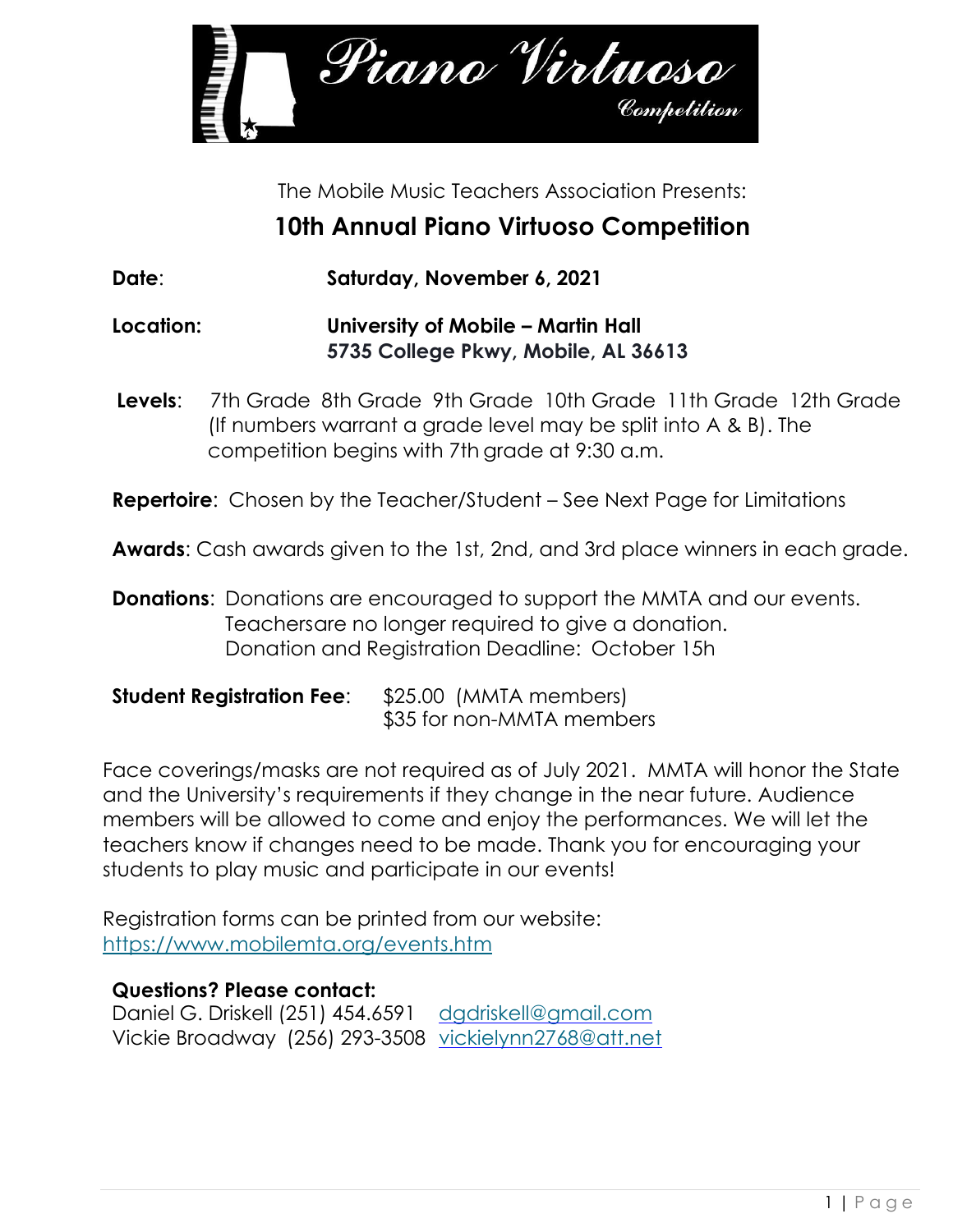# Piano Virtuoso Competition

The Mobile Music Teachers Association Presents:

## 10th Annual Piano Virtuoso Competition

**Date**: **Saturday, November 6, 2021**

**Location:** **University of Mobile – Martin Hall**
**5735 College Pkwy, Mobile, AL 36613**

**Levels**: 7th Grade 8th Grade 9th Grade 10th Grade 11th Grade 12th Grade (If numbers warrant a grade level may be split into A & B). The competition begins with 7th grade at 9:30 a.m.

**Repertoire**: Chosen by the Teacher/Student – See Next Page for Limitations

**Awards**: Cash awards given to the 1st, 2nd, and 3rd place winners in each grade.

**Donations**: Donations are encouraged to support the MMTA and our events. Teachersare no longer required to give a donation.
Donation and Registration Deadline: October 15h

**Student Registration Fee**: $25.00 (MMTA members)
$35 for non-MMTA members

Face coverings/masks are not required as of July 2021. MMTA will honor the State and the University's requirements if they change in the near future. Audience members will be allowed to come and enjoy the performances. We will let the teachers know if changes need to be made. Thank you for encouraging your students to play music and participate in our events!

Registration forms can be printed from our website:
https://www.mobilemta.org/events.htm

**Questions? Please contact:**
Daniel G. Driskell (251) 454.6591 dgdriskell@gmail.com
Vickie Broadway (256) 293-3508 vickielynn2768@att.net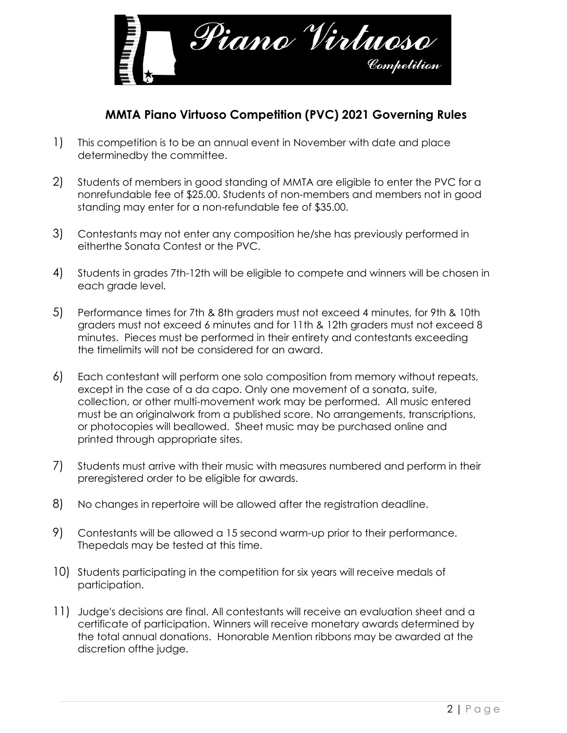Piano Virtuoso
Competition

## MMTA Piano Virtuoso Competition (PVC) 2021 Governing Rules

1) This competition is to be an annual event in November with date and place determinedby the committee.

2) Students of members in good standing of MMTA are eligible to enter the PVC for a nonrefundable fee of $25.00. Students of non-members and members not in good standing may enter for a non-refundable fee of $35.00.

3) Contestants may not enter any composition he/she has previously performed in eitherthe Sonata Contest or the PVC.

4) Students in grades 7th-12th will be eligible to compete and winners will be chosen in each grade level.

5) Performance times for 7th & 8th graders must not exceed 4 minutes, for 9th & 10th graders must not exceed 6 minutes and for 11th & 12th graders must not exceed 8 minutes. Pieces must be performed in their entirety and contestants exceeding the timelimits will not be considered for an award.

6) Each contestant will perform one solo composition from memory without repeats, except in the case of a da capo. Only one movement of a sonata, suite, collection, or other multi-movement work may be performed. All music entered must be an originalwork from a published score. No arrangements, transcriptions, or photocopies will beallowed. Sheet music may be purchased online and printed through appropriate sites.

7) Students must arrive with their music with measures numbered and perform in their preregistered order to be eligible for awards.

8) No changes in repertoire will be allowed after the registration deadline.

9) Contestants will be allowed a 15 second warm-up prior to their performance. Thepedals may be tested at this time.

10) Students participating in the competition for six years will receive medals of participation.

11) Judge's decisions are final. All contestants will receive an evaluation sheet and a certificate of participation. Winners will receive monetary awards determined by the total annual donations. Honorable Mention ribbons may be awarded at the discretion ofthe judge.